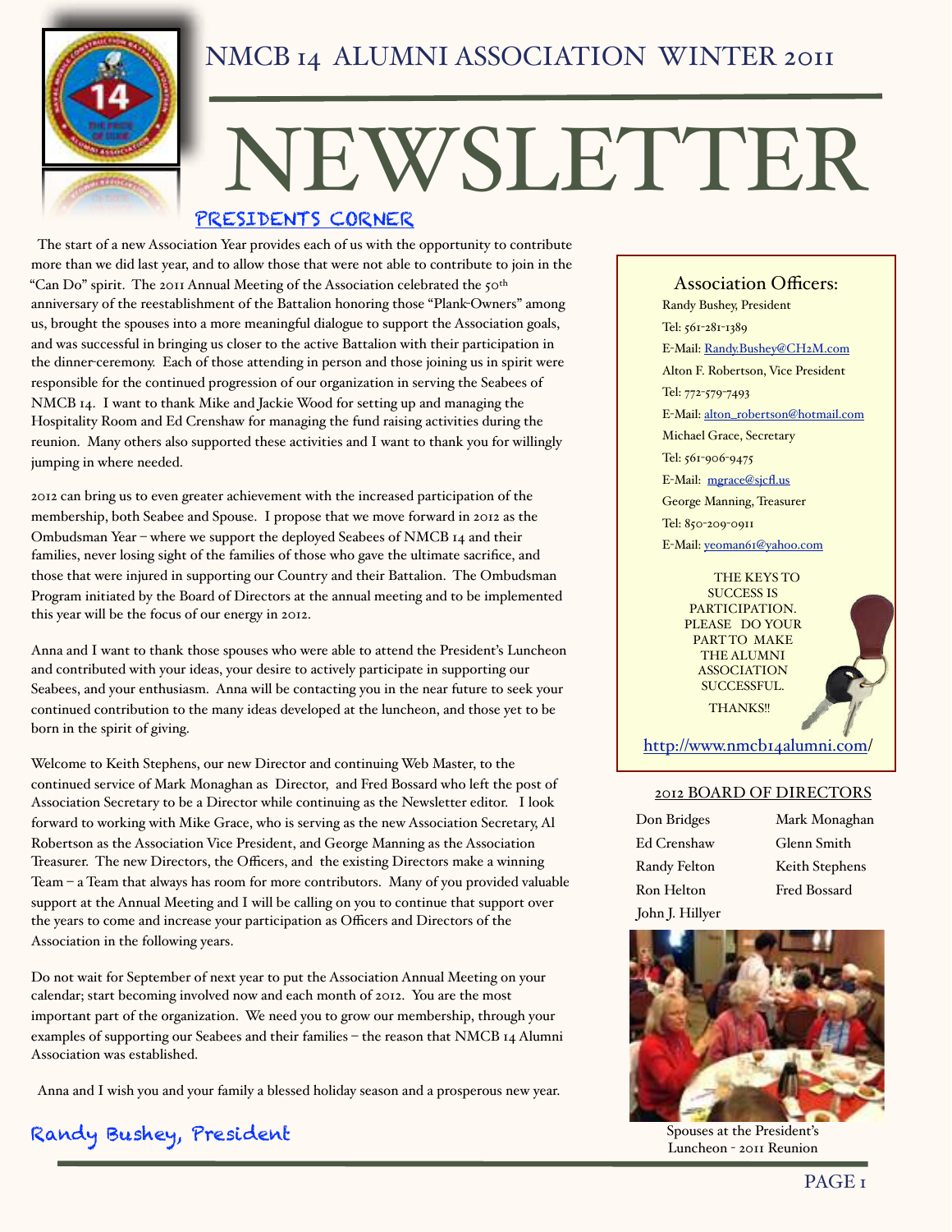# NMCB 14 ALUMNI ASSOCIATION WINTER 2011

# NEWSLETTER

## PRESIDENTS CORNER

The start of a new Association Year provides each of us with the opportunity to contribute more than we did last year, and to allow those that were not able to contribute to join in the "Can Do" spirit. The 2011 Annual Meeting of the Association celebrated the 50th anniversary of the reestablishment of the Battalion honoring those "Plank-Owners" among us, brought the spouses into a more meaningful dialogue to support the Association goals, and was successful in bringing us closer to the active Battalion with their participation in the dinner-ceremony. Each of those attending in person and those joining us in spirit were responsible for the continued progression of our organization in serving the Seabees of NMCB 14. I want to thank Mike and Jackie Wood for setting up and managing the Hospitality Room and Ed Crenshaw for managing the fund raising activities during the reunion. Many others also supported these activities and I want to thank you for willingly jumping in where needed.

2012 can bring us to even greater achievement with the increased participation of the membership, both Seabee and Spouse. I propose that we move forward in 2012 as the Ombudsman Year – where we support the deployed Seabees of NMCB 14 and their families, never losing sight of the families of those who gave the ultimate sacrifice, and those that were injured in supporting our Country and their Battalion. The Ombudsman Program initiated by the Board of Directors at the annual meeting and to be implemented this year will be the focus of our energy in 2012.

Anna and I want to thank those spouses who were able to attend the President's Luncheon and contributed with your ideas, your desire to actively participate in supporting our Seabees, and your enthusiasm. Anna will be contacting you in the near future to seek your continued contribution to the many ideas developed at the luncheon, and those yet to be born in the spirit of giving.

Welcome to Keith Stephens, our new Director and continuing Web Master, to the continued service of Mark Monaghan as Director, and Fred Bossard who left the post of Association Secretary to be a Director while continuing as the Newsletter editor. I look forward to working with Mike Grace, who is serving as the new Association Secretary, Al Robertson as the Association Vice President, and George Manning as the Association Treasurer. The new Directors, the Officers, and the existing Directors make a winning Team – a Team that always has room for more contributors. Many of you provided valuable support at the Annual Meeting and I will be calling on you to continue that support over the years to come and increase your participation as Officers and Directors of the Association in the following years.

Do not wait for September of next year to put the Association Annual Meeting on your calendar; start becoming involved now and each month of 2012. You are the most important part of the organization. We need you to grow our membership, through your examples of supporting our Seabees and their families – the reason that NMCB 14 Alumni Association was established.

Anna and I wish you and your family a blessed holiday season and a prosperous new year.

Randy Bushey, President

### Association Officers:

Randy Bushey, President
Tel: 561-281-1389
E-Mail: Randy.Bushey@CH2M.com

Alton F. Robertson, Vice President
Tel: 772-579-7493
E-Mail: alton_robertson@hotmail.com

Michael Grace, Secretary
Tel: 561-906-9475
E-Mail: mgrace@sjcfl.us

George Manning, Treasurer
Tel: 850-209-0911
E-Mail: yeoman61@yahoo.com

THE KEYS TO SUCCESS IS PARTICIPATION. PLEASE DO YOUR PART TO MAKE THE ALUMNI ASSOCIATION SUCCESSFUL.

THANKS!!

http://www.nmcb14alumni.com/

### 2012 BOARD OF DIRECTORS

Don Bridges
Ed Crenshaw
Randy Felton
Ron Helton
John J. Hillyer
Mark Monaghan
Glenn Smith
Keith Stephens
Fred Bossard

Spouses at the President's Luncheon - 2011 Reunion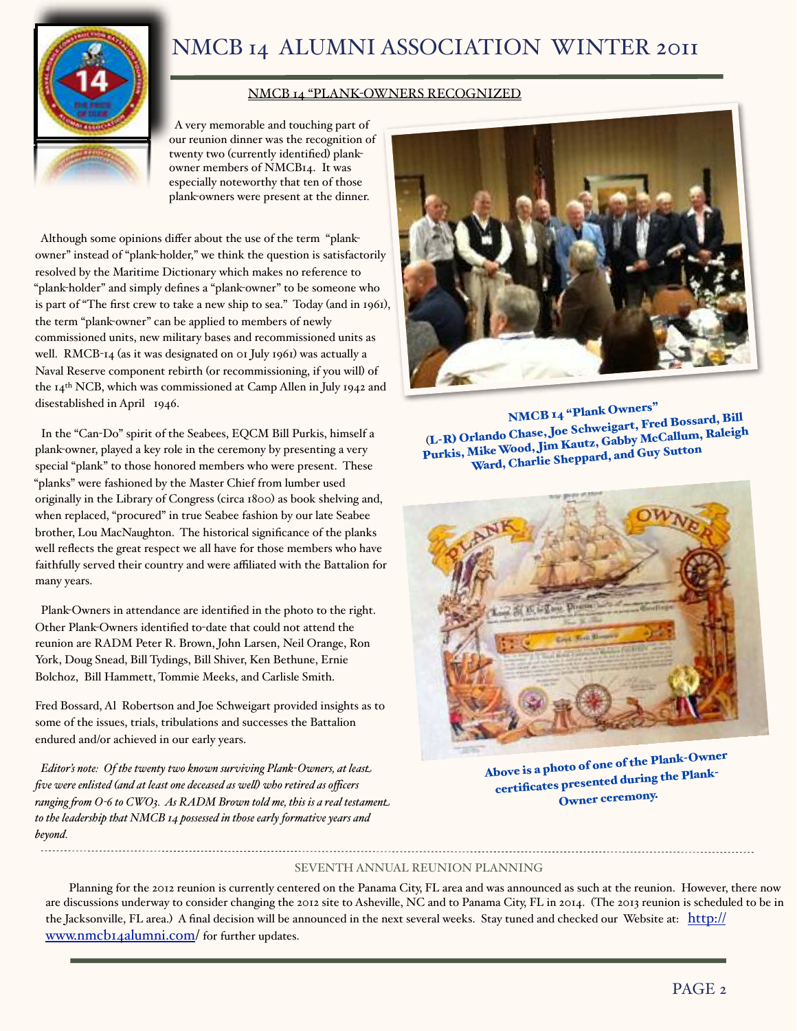# NMCB 14 ALUMNI ASSOCIATION WINTER 2011

## NMCB 14 "PLANK-OWNERS RECOGNIZED

A very memorable and touching part of our reunion dinner was the recognition of twenty two (currently identified) plank-owner members of NMCB14. It was especially noteworthy that ten of those plank-owners were present at the dinner.

Although some opinions differ about the use of the term "plank-owner" instead of "plank-holder," we think the question is satisfactorily resolved by the Maritime Dictionary which makes no reference to "plank-holder" and simply defines a "plank-owner" to be someone who is part of "The first crew to take a new ship to sea." Today (and in 1961), the term "plank-owner" can be applied to members of newly commissioned units, new military bases and recommissioned units as well. RMCB-14 (as it was designated on 01 July 1961) was actually a Naval Reserve component rebirth (or recommissioning, if you will) of the 14th NCB, which was commissioned at Camp Allen in July 1942 and disestablished in April 1946.

In the "Can-Do" spirit of the Seabees, EQCM Bill Purkis, himself a plank-owner, played a key role in the ceremony by presenting a very special "plank" to those honored members who were present. These "planks" were fashioned by the Master Chief from lumber used originally in the Library of Congress (circa 1800) as book shelving and, when replaced, "procured" in true Seabee fashion by our late Seabee brother, Lou MacNaughton. The historical significance of the planks well reflects the great respect we all have for those members who have faithfully served their country and were affiliated with the Battalion for many years.

Plank-Owners in attendance are identified in the photo to the right. Other Plank-Owners identified to-date that could not attend the reunion are RADM Peter R. Brown, John Larsen, Neil Orange, Ron York, Doug Snead, Bill Tydings, Bill Shiver, Ken Bethune, Ernie Bolchoz, Bill Hammett, Tommie Meeks, and Carlisle Smith.

Fred Bossard, Al Robertson and Joe Schweigart provided insights as to some of the issues, trials, tribulations and successes the Battalion endured and/or achieved in our early years.

*Editor's note: Of the twenty two known surviving Plank-Owners, at least five were enlisted (and at least one deceased as well) who retired as officers ranging from O-6 to CWO3. As RADM Brown told me, this is a real testament to the leadership that NMCB 14 possessed in those early formative years and beyond.*

**NMCB 14 "Plank Owners"**
**(L-R) Orlando Chase, Joe Schweigart, Fred Bossard, Bill Purkis, Mike Wood, Jim Kautz, Gabby McCallum, Raleigh Ward, Charlie Sheppard, and Guy Sutton**

**Above is a photo of one of the Plank-Owner certificates presented during the Plank-Owner ceremony.**

## SEVENTH ANNUAL REUNION PLANNING

Planning for the 2012 reunion is currently centered on the Panama City, FL area and was announced as such at the reunion. However, there now are discussions underway to consider changing the 2012 site to Asheville, NC and to Panama City, FL in 2014. (The 2013 reunion is scheduled to be in the Jacksonville, FL area.) A final decision will be announced in the next several weeks. Stay tuned and checked our Website at: http://www.nmcb14alumni.com/ for further updates.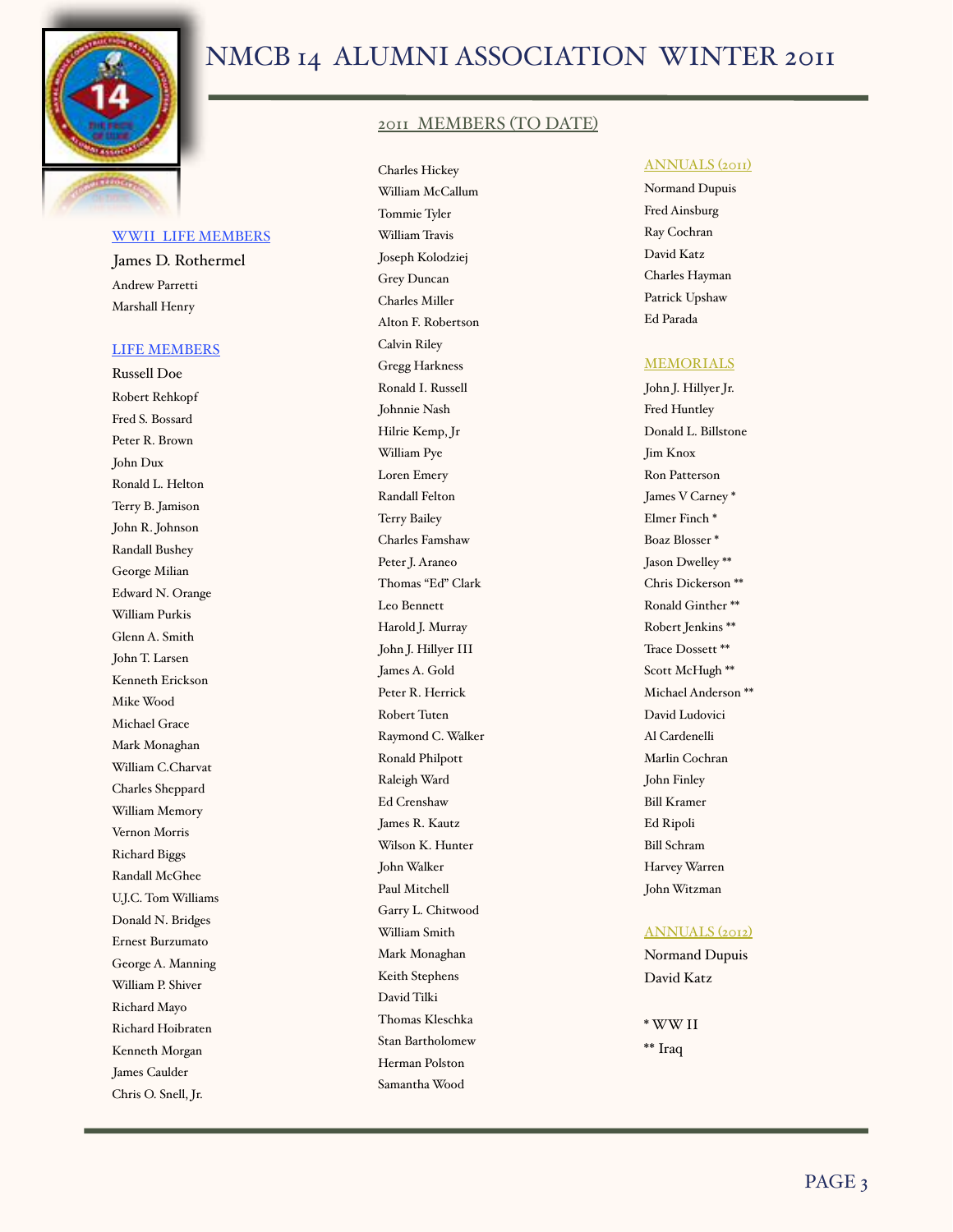# NMCB 14 ALUMNI ASSOCIATION WINTER 2011

## 2011 MEMBERS (TO DATE)

### WWII LIFE MEMBERS

James D. Rothermel
Andrew Parretti
Marshall Henry

### LIFE MEMBERS

Russell Doe
Robert Rehkopf
Fred S. Bossard
Peter R. Brown
John Dux
Ronald L. Helton
Terry B. Jamison
John R. Johnson
Randall Bushey
George Milian
Edward N. Orange
William Purkis
Glenn A. Smith
John T. Larsen
Kenneth Erickson
Mike Wood
Michael Grace
Mark Monaghan
William C.Charvat
Charles Sheppard
William Memory
Vernon Morris
Richard Biggs
Randall McGhee
U.J.C. Tom Williams
Donald N. Bridges
Ernest Burzumato
George A. Manning
William P. Shiver
Richard Mayo
Richard Hoibraten
Kenneth Morgan
James Caulder
Chris O. Snell, Jr.
Charles Hickey
William McCallum
Tommie Tyler
William Travis
Joseph Kolodziej
Grey Duncan
Charles Miller
Alton F. Robertson
Calvin Riley
Gregg Harkness
Ronald I. Russell
Johnnie Nash
Hilrie Kemp, Jr
William Pye
Loren Emery
Randall Felton
Terry Bailey
Charles Famshaw
Peter J. Araneo
Thomas "Ed" Clark
Leo Bennett
Harold J. Murray
John J. Hillyer III
James A. Gold
Peter R. Herrick
Robert Tuten
Raymond C. Walker
Ronald Philpott
Raleigh Ward
Ed Crenshaw
James R. Kautz
Wilson K. Hunter
John Walker
Paul Mitchell
Garry L. Chitwood
William Smith
Mark Monaghan
Keith Stephens
David Tilki
Thomas Kleschka
Stan Bartholomew
Herman Polston
Samantha Wood

### ANNUALS (2011)

Normand Dupuis
Fred Ainsburg
Ray Cochran
David Katz
Charles Hayman
Patrick Upshaw
Ed Parada

### MEMORIALS

John J. Hillyer Jr.
Fred Huntley
Donald L. Billstone
Jim Knox
Ron Patterson
James V Carney *
Elmer Finch *
Boaz Blosser *
Jason Dwelley **
Chris Dickerson **
Ronald Ginther **
Robert Jenkins **
Trace Dossett **
Scott McHugh **
Michael Anderson **
David Ludovici
Al Cardenelli
Marlin Cochran
John Finley
Bill Kramer
Ed Ripoli
Bill Schram
Harvey Warren
John Witzman

### ANNUALS (2012)

Normand Dupuis
David Katz

\* WW II
\** Iraq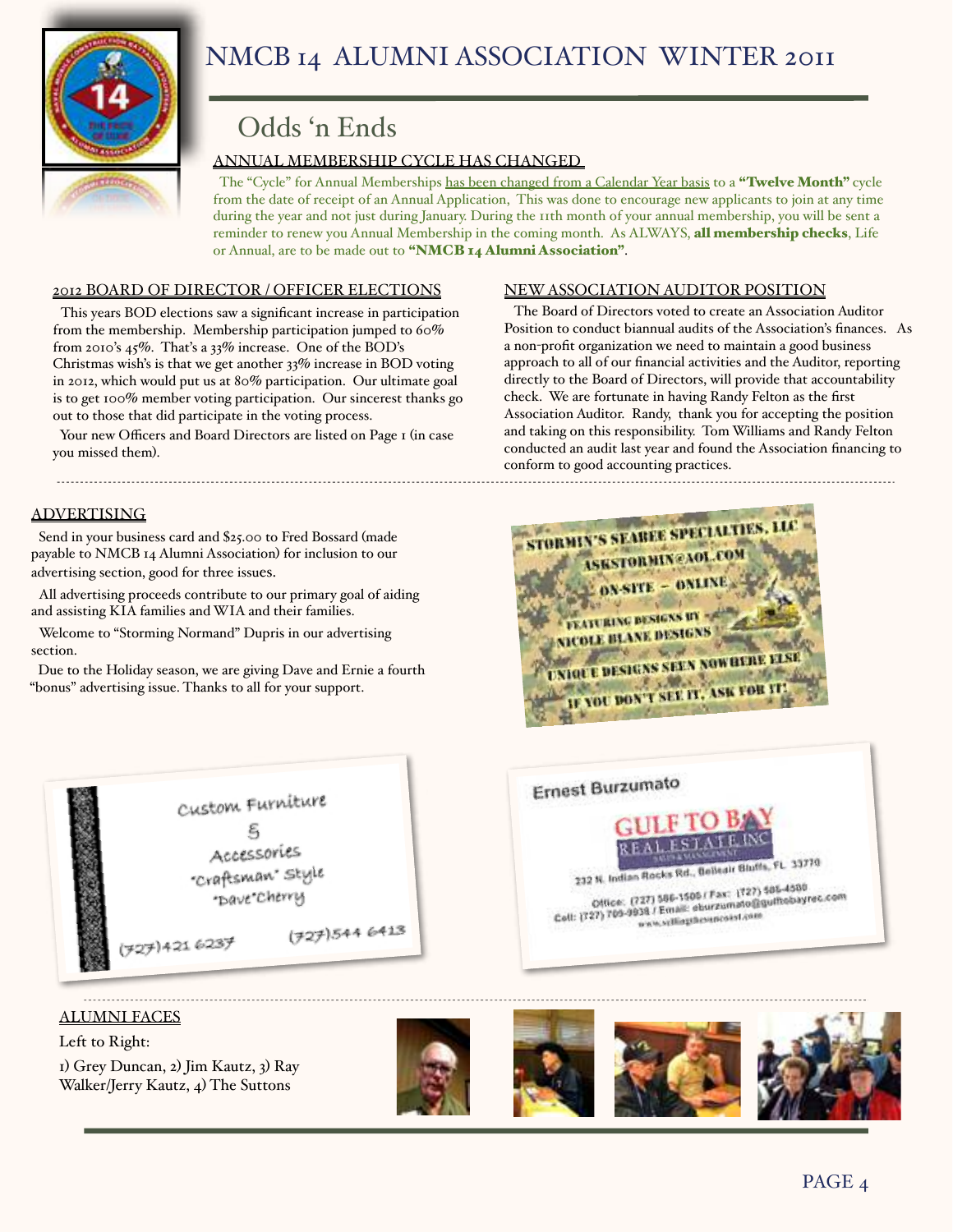# NMCB 14 ALUMNI ASSOCIATION WINTER 2011

## Odds 'n Ends

### ANNUAL MEMBERSHIP CYCLE HAS CHANGED

The "Cycle" for Annual Memberships has been changed from a Calendar Year basis to a **"Twelve Month"** cycle from the date of receipt of an Annual Application, This was done to encourage new applicants to join at any time during the year and not just during January. During the 11th month of your annual membership, you will be sent a reminder to renew you Annual Membership in the coming month. As ALWAYS, **all membership checks**, Life or Annual, are to be made out to **"NMCB 14 Alumni Association"**.

### 2012 BOARD OF DIRECTOR / OFFICER ELECTIONS

This years BOD elections saw a significant increase in participation from the membership. Membership participation jumped to 60% from 2010's 45%. That's a 33% increase. One of the BOD's Christmas wish's is that we get another 33% increase in BOD voting in 2012, which would put us at 80% participation. Our ultimate goal is to get 100% member voting participation. Our sincerest thanks go out to those that did participate in the voting process.

Your new Officers and Board Directors are listed on Page 1 (in case you missed them).

### NEW ASSOCIATION AUDITOR POSITION

The Board of Directors voted to create an Association Auditor Position to conduct biannual audits of the Association's finances. As a non-profit organization we need to maintain a good business approach to all of our financial activities and the Auditor, reporting directly to the Board of Directors, will provide that accountability check. We are fortunate in having Randy Felton as the first Association Auditor. Randy, thank you for accepting the position and taking on this responsibility. Tom Williams and Randy Felton conducted an audit last year and found the Association financing to conform to good accounting practices.

### ADVERTISING

Send in your business card and $25.00 to Fred Bossard (made payable to NMCB 14 Alumni Association) for inclusion to our advertising section, good for three issues.

All advertising proceeds contribute to our primary goal of aiding and assisting KIA families and WIA and their families.

Welcome to "Storming Normand" Dupris in our advertising section.

Due to the Holiday season, we are giving Dave and Ernie a fourth "bonus" advertising issue. Thanks to all for your support.

STORMIN'S SEABEE SPECIALTIES, LLC
ASKSTORMIN@AOL.COM
ON-SITE – ONLINE
FEATURING DESIGNS BY NICOLE BLANE DESIGNS
UNIQUE DESIGNS SEEN NOWHERE ELSE
IF YOU DON'T SEE IT, ASK FOR IT!

Custom Furniture & Accessories
"Craftsman" Style
"Dave" Cherry
(727)421 6237 (727)544 6413

Ernest Burzumato
GULF TO BAY REAL ESTATE INC
232 N. Indian Rocks Rd., Belleair Bluffs, FL 33770
Office: (727) 586-1505 / Fax: (727) 585-4580
Cell: (727) 709-9938 / Email: eburzumato@gulftobayrec.com

### ALUMNI FACES

Left to Right:

1) Grey Duncan, 2) Jim Kautz, 3) Ray Walker/Jerry Kautz, 4) The Suttons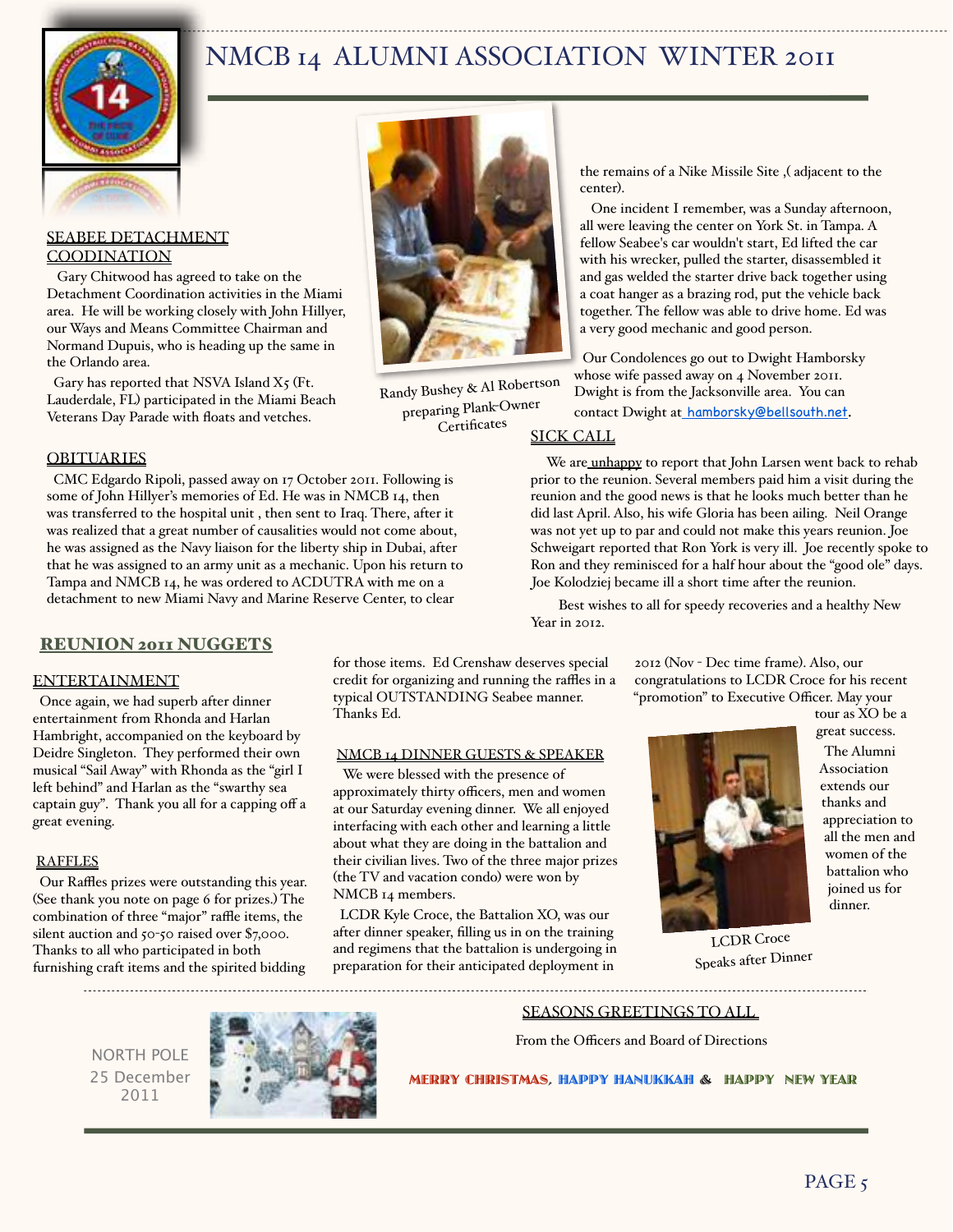# NMCB 14 ALUMNI ASSOCIATION WINTER 2011

## SEABEE DETACHMENT COODINATION

Gary Chitwood has agreed to take on the Detachment Coordination activities in the Miami area. He will be working closely with John Hillyer, our Ways and Means Committee Chairman and Normand Dupuis, who is heading up the same in the Orlando area.

Gary has reported that NSVA Island X5 (Ft. Lauderdale, FL) participated in the Miami Beach Veterans Day Parade with floats and vetches.

Randy Bushey & Al Robertson preparing Plank-Owner Certificates

## OBITUARIES

CMC Edgardo Ripoli, passed away on 17 October 2011. Following is some of John Hillyer's memories of Ed. He was in NMCB 14, then was transferred to the hospital unit , then sent to Iraq. There, after it was realized that a great number of causalities would not come about, he was assigned as the Navy liaison for the liberty ship in Dubai, after that he was assigned to an army unit as a mechanic. Upon his return to Tampa and NMCB 14, he was ordered to ACDUTRA with me on a detachment to new Miami Navy and Marine Reserve Center, to clear the remains of a Nike Missile Site ,( adjacent to the center).

One incident I remember, was a Sunday afternoon, all were leaving the center on York St. in Tampa. A fellow Seabee's car wouldn't start, Ed lifted the car with his wrecker, pulled the starter, disassembled it and gas welded the starter drive back together using a coat hanger as a brazing rod, put the vehicle back together. The fellow was able to drive home. Ed was a very good mechanic and good person.

Our Condolences go out to Dwight Hamborsky whose wife passed away on 4 November 2011. Dwight is from the Jacksonville area. You can contact Dwight at hamborsky@bellsouth.net.

## SICK CALL

We are unhappy to report that John Larsen went back to rehab prior to the reunion. Several members paid him a visit during the reunion and the good news is that he looks much better than he did last April. Also, his wife Gloria has been ailing. Neil Orange was not yet up to par and could not make this years reunion. Joe Schweigart reported that Ron York is very ill. Joe recently spoke to Ron and they reminisced for a half hour about the "good ole" days. Joe Kolodziej became ill a short time after the reunion.

Best wishes to all for speedy recoveries and a healthy New Year in 2012.

## REUNION 2011 NUGGETS

### ENTERTAINMENT

Once again, we had superb after dinner entertainment from Rhonda and Harlan Hambright, accompanied on the keyboard by Deidre Singleton. They performed their own musical "Sail Away" with Rhonda as the "girl I left behind" and Harlan as the "swarthy sea captain guy". Thank you all for a capping off a great evening.

### RAFFLES

Our Raffles prizes were outstanding this year. (See thank you note on page 6 for prizes.) The combination of three "major" raffle items, the silent auction and 50-50 raised over $7,000. Thanks to all who participated in both furnishing craft items and the spirited bidding for those items. Ed Crenshaw deserves special credit for organizing and running the raffles in a typical OUTSTANDING Seabee manner. Thanks Ed.

### NMCB 14 DINNER GUESTS & SPEAKER

We were blessed with the presence of approximately thirty officers, men and women at our Saturday evening dinner. We all enjoyed interfacing with each other and learning a little about what they are doing in the battalion and their civilian lives. Two of the three major prizes (the TV and vacation condo) were won by NMCB 14 members.

LCDR Kyle Croce, the Battalion XO, was our after dinner speaker, filling us in on the training and regimens that the battalion is undergoing in preparation for their anticipated deployment in 2012 (Nov - Dec time frame). Also, our congratulations to LCDR Croce for his recent "promotion" to Executive Officer. May your tour as XO be a great success.

The Alumni Association extends our thanks and appreciation to all the men and women of the battalion who joined us for dinner.

LCDR Croce Speaks after Dinner

## SEASONS GREETINGS TO ALL

From the Officers and Board of Directions

**MERRY CHRISTMAS, HAPPY HANUKKAH & HAPPY NEW YEAR**

NORTH POLE
25 December 2011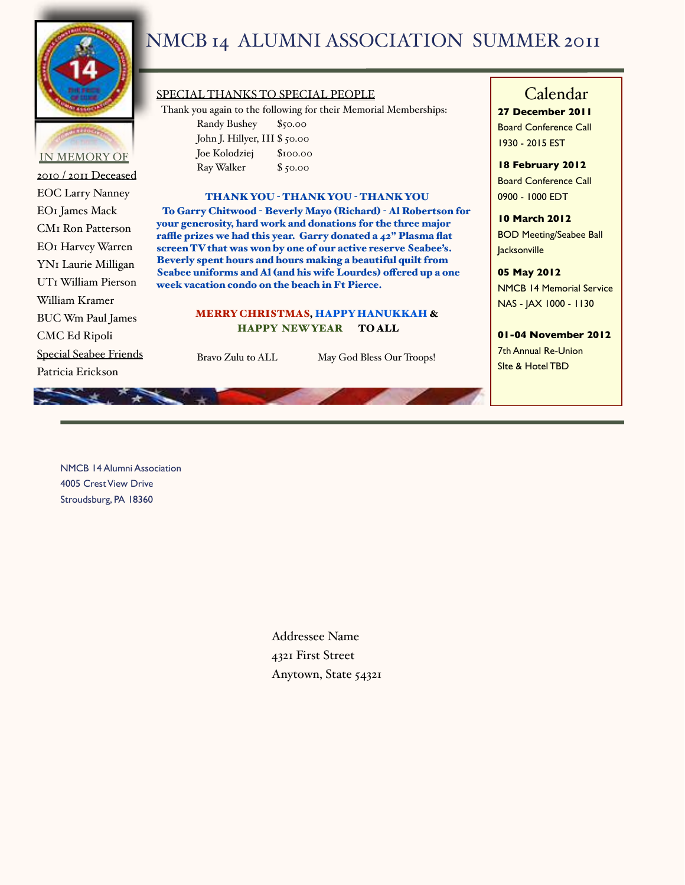# NMCB 14 ALUMNI ASSOCIATION SUMMER 2011

IN MEMORY OF

2010 / 2011 Deceased

EOC Larry Nanney

EO1 James Mack

CM1 Ron Patterson

EO1 Harvey Warren

YN1 Laurie Milligan

UT1 William Pierson

William Kramer

BUC Wm Paul James

CMC Ed Ripoli

Special Seabee Friends

Patricia Erickson

## SPECIAL THANKS TO SPECIAL PEOPLE

Thank you again to the following for their Memorial Memberships:

| | |
|---|---|
| Randy Bushey | $50.00 |
| John J. Hillyer, III | $ 50.00 |
| Joe Kolodziej | $100.00 |
| Ray Walker | $ 50.00 |

**THANK YOU - THANK YOU - THANK YOU**

**To Garry Chitwood - Beverly Mayo (Richard) - Al Robertson for your generosity, hard work and donations for the three major raffle prizes we had this year. Garry donated a 42" Plasma flat screen TV that was won by one of our active reserve Seabee's. Beverly spent hours and hours making a beautiful quilt from Seabee uniforms and Al (and his wife Lourdes) offered up a one week vacation condo on the beach in Ft Pierce.**

**MERRY CHRISTMAS, HAPPY HANUKKAH & HAPPY NEW YEAR TO ALL**

Bravo Zulu to ALL

May God Bless Our Troops!

## Calendar

**27 December 2011**
Board Conference Call
1930 - 2015 EST

**18 February 2012**
Board Conference Call
0900 - 1000 EDT

**10 March 2012**
BOD Meeting/Seabee Ball
Jacksonville

**05 May 2012**
NMCB 14 Memorial Service
NAS - JAX 1000 - 1130

**01-04 November 2012**
7th Annual Re-Union
SIte & Hotel TBD

NMCB 14 Alumni Association
4005 Crest View Drive
Stroudsburg, PA 18360

Addressee Name
4321 First Street
Anytown, State 54321